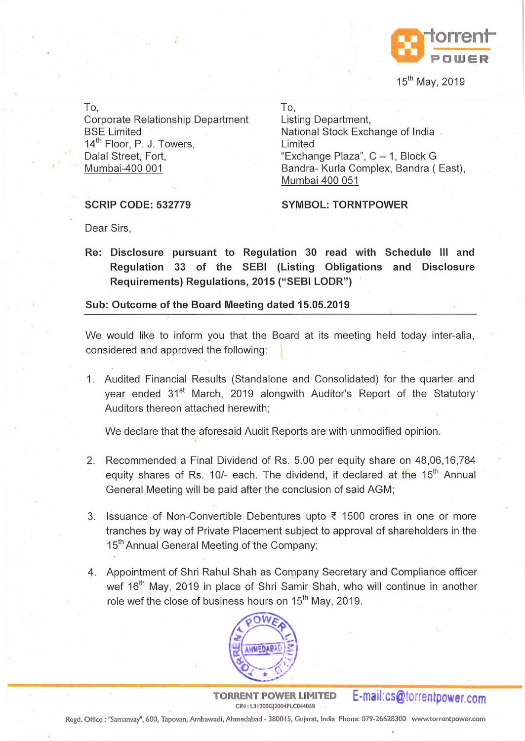15th May, 2019

To,
Corporate Relationship Department
BSE Limited
14th Floor, P. J. Towers,
Dalal Street, Fort,
Mumbai-400 001

**SCRIP CODE: 532779**

To,
Listing Department,
National Stock Exchange of India Limited
"Exchange Plaza", C – 1, Block G
Bandra- Kurla Complex, Bandra ( East),
Mumbai 400 051

**SYMBOL: TORNTPOWER**

Dear Sirs,

**Re: Disclosure pursuant to Regulation 30 read with Schedule III and Regulation 33 of the SEBI (Listing Obligations and Disclosure Requirements) Regulations, 2015 ("SEBI LODR")**

**Sub: Outcome of the Board Meeting dated 15.05.2019**

We would like to inform you that the Board at its meeting held today inter-alia, considered and approved the following:

1. Audited Financial Results (Standalone and Consolidated) for the quarter and year ended 31st March, 2019 alongwith Auditor's Report of the Statutory Auditors thereon attached herewith;

   We declare that the aforesaid Audit Reports are with unmodified opinion.

2. Recommended a Final Dividend of Rs. 5.00 per equity share on 48,06,16,784 equity shares of Rs. 10/- each. The dividend, if declared at the 15th Annual General Meeting will be paid after the conclusion of said AGM;

3. Issuance of Non-Convertible Debentures upto ₹ 1500 crores in one or more tranches by way of Private Placement subject to approval of shareholders in the 15th Annual General Meeting of the Company;

4. Appointment of Shri Rahul Shah as Company Secretary and Compliance officer wef 16th May, 2019 in place of Shri Samir Shah, who will continue in another role wef the close of business hours on 15th May, 2019.

**TORRENT POWER LIMITED** E-mail:cs@torrentpower.com
CIN : L31200GJ2004PLC044068
Regd. Office : "Samanvay", 600, Tapovan, Ambawadi, Ahmedabad - 380015, Gujarat, India Phone: 079-26628300 www.torrentpower.com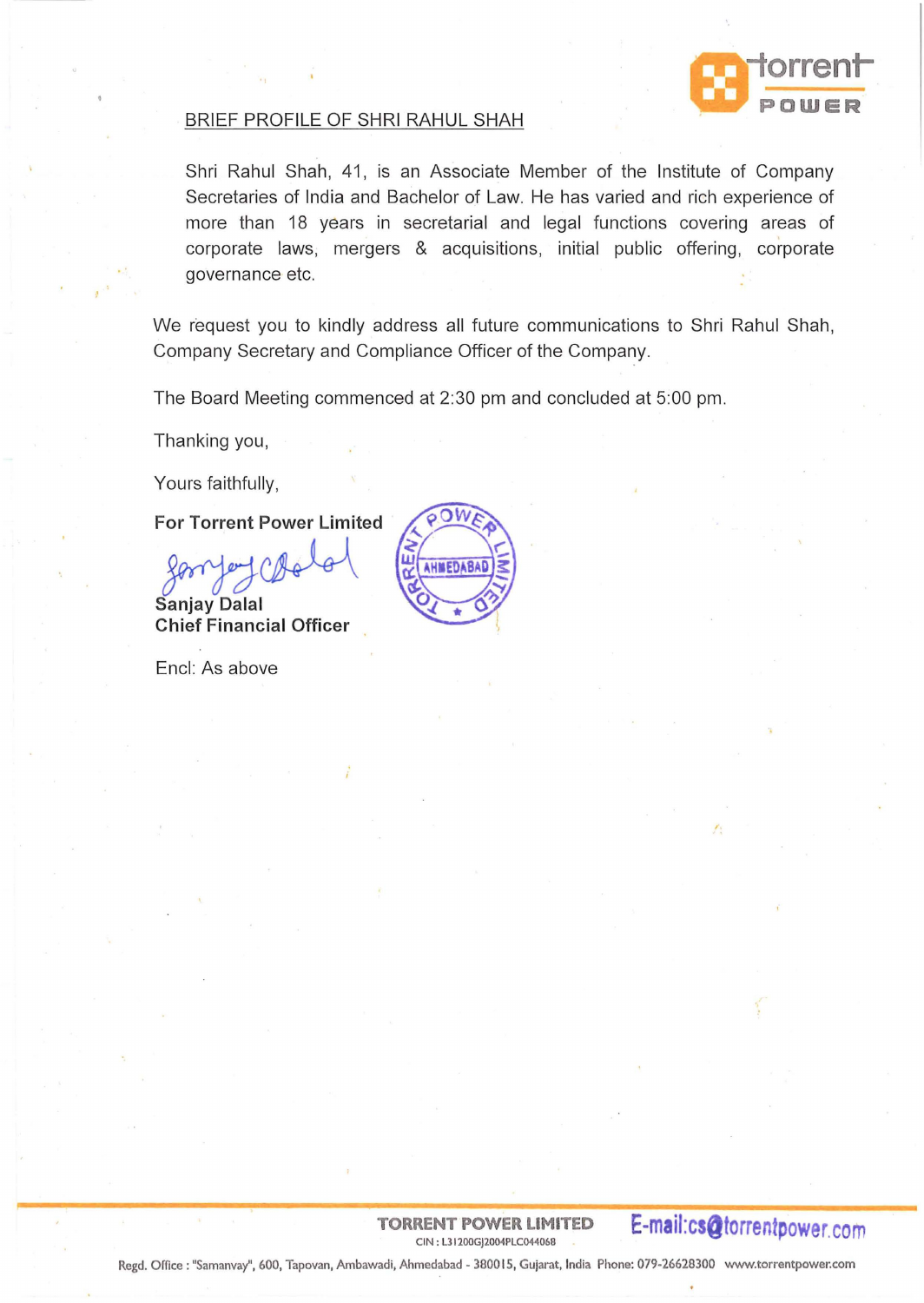## BRIEF PROFILE OF SHRI RAHUL SHAH

Shri Rahul Shah, 41, is an Associate Member of the Institute of Company Secretaries of India and Bachelor of Law. He has varied and rich experience of more than 18 years in secretarial and legal functions covering areas of corporate laws, mergers & acquisitions, initial public offering, corporate governance etc.

We request you to kindly address all future communications to Shri Rahul Shah, Company Secretary and Compliance Officer of the Company.

The Board Meeting commenced at 2:30 pm and concluded at 5:00 pm.

Thanking you,

Yours faithfully,

**For Torrent Power Limited**

**Sanjay Dalal**
**Chief Financial Officer**

Encl: As above

TORRENT POWER LIMITED
CIN : L31200GJ2004PLC044068
E-mail:cs@torrentpower.com

Regd. Office : "Samanvay", 600, Tapovan, Ambawadi, Ahmedabad - 380015, Gujarat, India Phone: 079-26628300 www.torrentpower.com